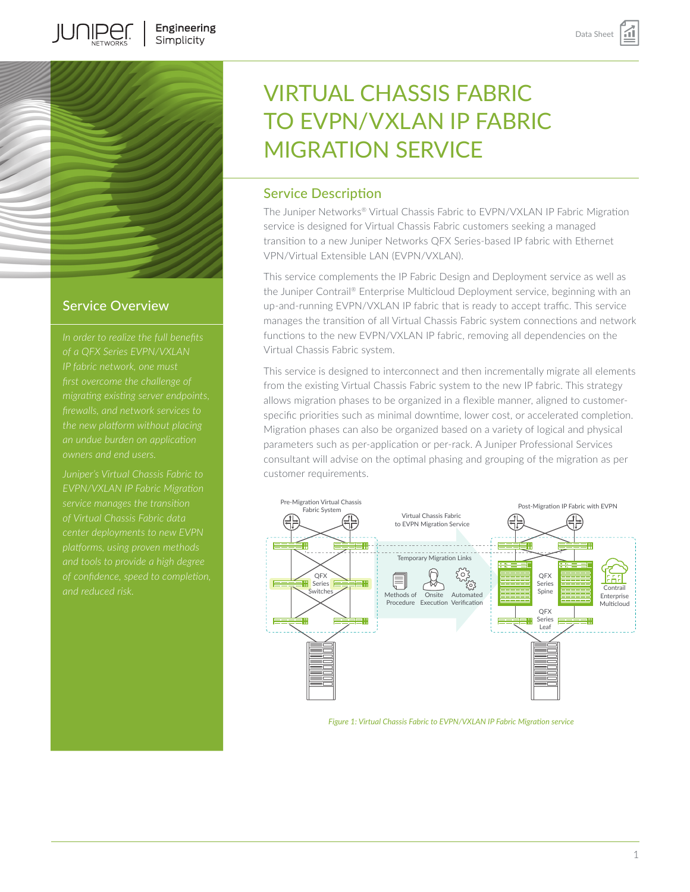# VIRTUAL CHASSIS FABRIC TO EVPN/VXLAN IP FABRIC MIGRATION SERVICE

## Service Overview

*In order to realize the full benefits of a QFX Series EVPN/VXLAN IP fabric network, one must first overcome the challenge of migrating existing server endpoints, firewalls, and network services to the new platform without placing an undue burden on application owners and end users.*

*Juniper's Virtual Chassis Fabric to EVPN/VXLAN IP Fabric Migration service manages the transition of Virtual Chassis Fabric data center deployments to new EVPN platforms, using proven methods and tools to provide a high degree of confidence, speed to completion, and reduced risk.*

## Service Description

The Juniper Networks® Virtual Chassis Fabric to EVPN/VXLAN IP Fabric Migration service is designed for Virtual Chassis Fabric customers seeking a managed transition to a new Juniper Networks QFX Series-based IP fabric with Ethernet VPN/Virtual Extensible LAN (EVPN/VXLAN).

This service complements the IP Fabric Design and Deployment service as well as the Juniper Contrail® Enterprise Multicloud Deployment service, beginning with an up-and-running EVPN/VXLAN IP fabric that is ready to accept traffic. This service manages the transition of all Virtual Chassis Fabric system connections and network functions to the new EVPN/VXLAN IP fabric, removing all dependencies on the Virtual Chassis Fabric system.

This service is designed to interconnect and then incrementally migrate all elements from the existing Virtual Chassis Fabric system to the new IP fabric. This strategy allows migration phases to be organized in a flexible manner, aligned to customer-specific priorities such as minimal downtime, lower cost, or accelerated completion. Migration phases can also be organized based on a variety of logical and physical parameters such as per-application or per-rack. A Juniper Professional Services consultant will advise on the optimal phasing and grouping of the migration as per customer requirements.

*Figure 1: Virtual Chassis Fabric to EVPN/VXLAN IP Fabric Migration service*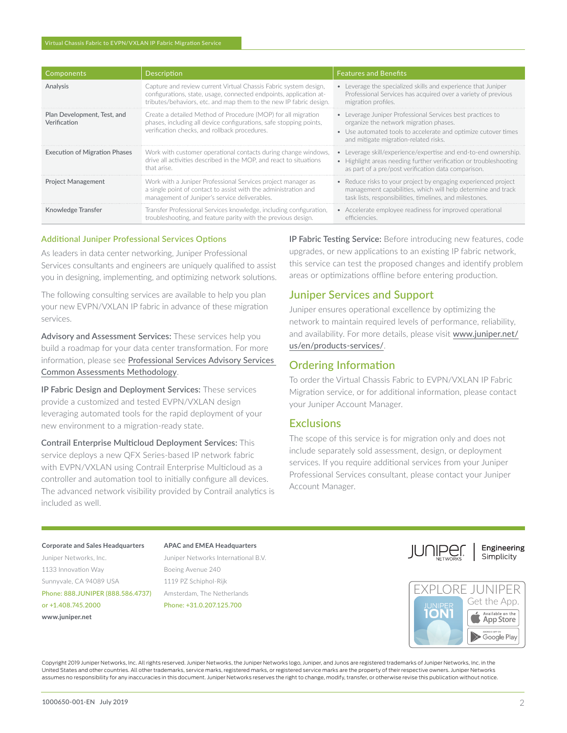| Components | Description | Features and Benefits |
| --- | --- | --- |
| Analysis | Capture and review current Virtual Chassis Fabric system design, configurations, state, usage, connected endpoints, application attributes/behaviors, etc. and map them to the new IP fabric design. | • Leverage the specialized skills and experience that Juniper Professional Services has acquired over a variety of previous migration profiles. |
| Plan Development, Test, and Verification | Create a detailed Method of Procedure (MOP) for all migration phases, including all device configurations, safe stopping points, verification checks, and rollback procedures. | • Leverage Juniper Professional Services best practices to organize the network migration phases.<br>• Use automated tools to accelerate and optimize cutover times and mitigate migration-related risks. |
| Execution of Migration Phases | Work with customer operational contacts during change windows, drive all activities described in the MOP, and react to situations that arise. | • Leverage skill/experience/expertise and end-to-end ownership.<br>• Highlight areas needing further verification or troubleshooting as part of a pre/post verification data comparison. |
| Project Management | Work with a Juniper Professional Services project manager as a single point of contact to assist with the administration and management of Juniper's service deliverables. | • Reduce risks to your project by engaging experienced project management capabilities, which will help determine and track task lists, responsibilities, timelines, and milestones. |
| Knowledge Transfer | Transfer Professional Services knowledge, including configuration, troubleshooting, and feature parity with the previous design. | • Accelerate employee readiness for improved operational efficiencies. |

### Additional Juniper Professional Services Options

As leaders in data center networking, Juniper Professional Services consultants and engineers are uniquely qualified to assist you in designing, implementing, and optimizing network solutions.

The following consulting services are available to help you plan your new EVPN/VXLAN IP fabric in advance of these migration services.

**Advisory and Assessment Services:** These services help you build a roadmap for your data center transformation. For more information, please see Professional Services Advisory Services Common Assessments Methodology.

**IP Fabric Design and Deployment Services:** These services provide a customized and tested EVPN/VXLAN design leveraging automated tools for the rapid deployment of your new environment to a migration-ready state.

**Contrail Enterprise Multicloud Deployment Services:** This service deploys a new QFX Series-based IP network fabric with EVPN/VXLAN using Contrail Enterprise Multicloud as a controller and automation tool to initially configure all devices. The advanced network visibility provided by Contrail analytics is included as well.

**IP Fabric Testing Service:** Before introducing new features, code upgrades, or new applications to an existing IP fabric network, this service can test the proposed changes and identify problem areas or optimizations offline before entering production.

## Juniper Services and Support

Juniper ensures operational excellence by optimizing the network to maintain required levels of performance, reliability, and availability. For more details, please visit www.juniper.net/us/en/products-services/.

## Ordering Information

To order the Virtual Chassis Fabric to EVPN/VXLAN IP Fabric Migration service, or for additional information, please contact your Juniper Account Manager.

## Exclusions

The scope of this service is for migration only and does not include separately sold assessment, design, or deployment services. If you require additional services from your Juniper Professional Services consultant, please contact your Juniper Account Manager.

**Corporate and Sales Headquarters**
Juniper Networks, Inc.
1133 Innovation Way
Sunnyvale, CA 94089 USA
Phone: 888.JUNIPER (888.586.4737)
or +1.408.745.2000
**www.juniper.net**

**APAC and EMEA Headquarters**
Juniper Networks International B.V.
Boeing Avenue 240
1119 PZ Schiphol-Rijk
Amsterdam, The Netherlands
Phone: +31.0.207.125.700

Engineering Simplicity

EXPLORE JUNIPER
Get the App.

Copyright 2019 Juniper Networks, Inc. All rights reserved. Juniper Networks, the Juniper Networks logo, Juniper, and Junos are registered trademarks of Juniper Networks, Inc. in the United States and other countries. All other trademarks, service marks, registered marks, or registered service marks are the property of their respective owners. Juniper Networks assumes no responsibility for any inaccuracies in this document. Juniper Networks reserves the right to change, modify, transfer, or otherwise revise this publication without notice.

1000650-001-EN July 2019